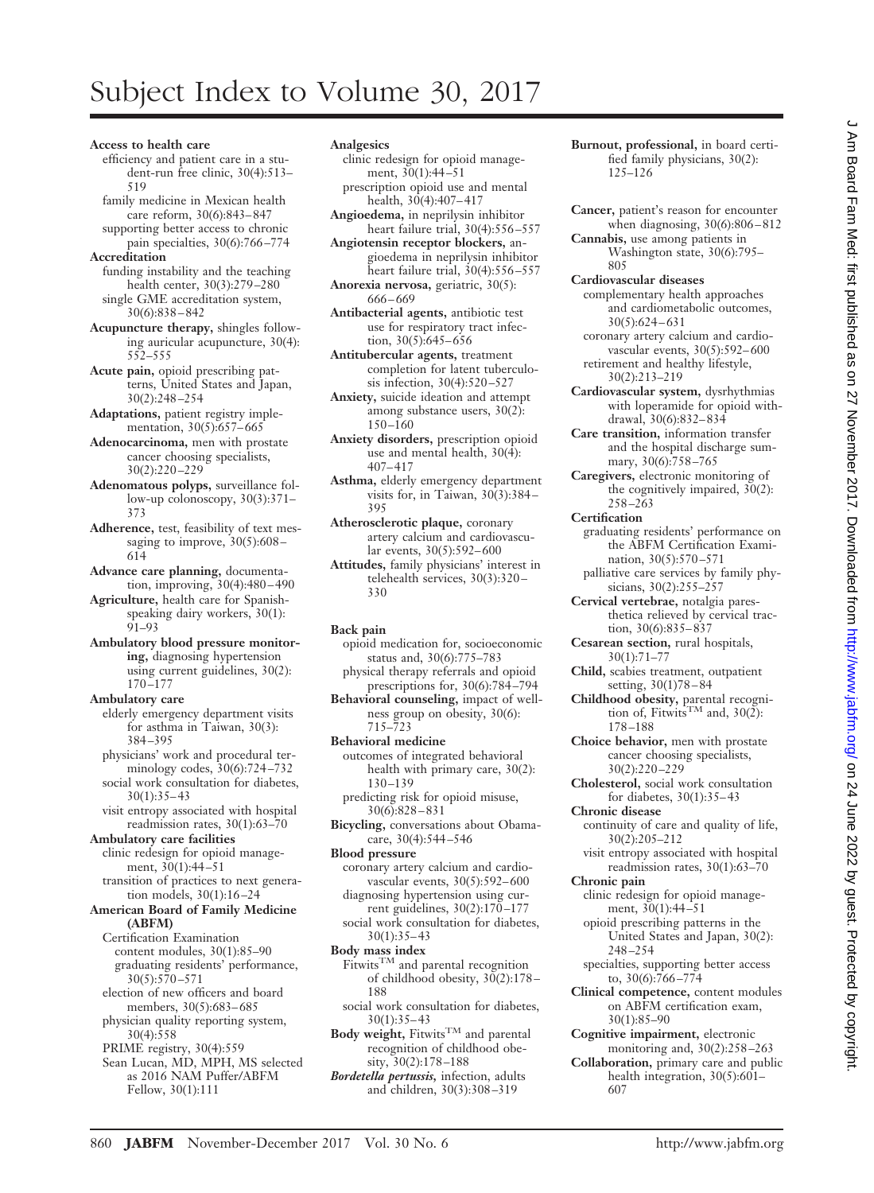# Subject Index to Volume 30, 2017

**Access to health care**
- efficiency and patient care in a student-run free clinic, 30(4):513–519
- family medicine in Mexican health care reform, 30(6):843–847
- supporting better access to chronic pain specialties, 30(6):766–774

**Accreditation**
- funding instability and the teaching health center, 30(3):279–280
- single GME accreditation system, 30(6):838–842

**Acupuncture therapy,** shingles following auricular acupuncture, 30(4):552–555

**Acute pain,** opioid prescribing patterns, United States and Japan, 30(2):248–254

**Adaptations,** patient registry implementation, 30(5):657–665

**Adenocarcinoma,** men with prostate cancer choosing specialists, 30(2):220–229

**Adenomatous polyps,** surveillance follow-up colonoscopy, 30(3):371–373

**Adherence,** test, feasibility of text messaging to improve, 30(5):608–614

**Advance care planning,** documentation, improving, 30(4):480–490

**Agriculture,** health care for Spanish-speaking dairy workers, 30(1):91–93

**Ambulatory blood pressure monitoring,** diagnosing hypertension using current guidelines, 30(2):170–177

**Ambulatory care**
- elderly emergency department visits for asthma in Taiwan, 30(3):384–395
- physicians' work and procedural terminology codes, 30(6):724–732
- social work consultation for diabetes, 30(1):35–43
- visit entropy associated with hospital readmission rates, 30(1):63–70

**Ambulatory care facilities**
- clinic redesign for opioid management, 30(1):44–51
- transition of practices to next generation models, 30(1):16–24

**American Board of Family Medicine (ABFM)**
- Certification Examination
  - content modules, 30(1):85–90
  - graduating residents' performance, 30(5):570–571
- election of new officers and board members, 30(5):683–685
- physician quality reporting system, 30(4):558
- PRIME registry, 30(4):559
- Sean Lucan, MD, MPH, MS selected as 2016 NAM Puffer/ABFM Fellow, 30(1):111

**Analgesics**
- clinic redesign for opioid management, 30(1):44–51
- prescription opioid use and mental health, 30(4):407–417

**Angioedema,** in neprilysin inhibitor heart failure trial, 30(4):556–557

**Angiotensin receptor blockers,** angioedema in neprilysin inhibitor heart failure trial, 30(4):556–557

**Anorexia nervosa,** geriatric, 30(5):666–669

**Antibacterial agents,** antibiotic test use for respiratory tract infection, 30(5):645–656

**Antitubercular agents,** treatment completion for latent tuberculosis infection, 30(4):520–527

**Anxiety,** suicide ideation and attempt among substance users, 30(2):150–160

**Anxiety disorders,** prescription opioid use and mental health, 30(4):407–417

**Asthma,** elderly emergency department visits for, in Taiwan, 30(3):384–395

**Atherosclerotic plaque,** coronary artery calcium and cardiovascular events, 30(5):592–600

**Attitudes,** family physicians' interest in telehealth services, 30(3):320–330

**Back pain**
- opioid medication for, socioeconomic status and, 30(6):775–783
- physical therapy referrals and opioid prescriptions for, 30(6):784–794

**Behavioral counseling,** impact of wellness group on obesity, 30(6):715–723

**Behavioral medicine**
- outcomes of integrated behavioral health with primary care, 30(2):130–139
- predicting risk for opioid misuse, 30(6):828–831

**Bicycling,** conversations about Obamacare, 30(4):544–546

**Blood pressure**
- coronary artery calcium and cardiovascular events, 30(5):592–600
- diagnosing hypertension using current guidelines, 30(2):170–177
- social work consultation for diabetes, 30(1):35–43

**Body mass index**
- Fitwits™ and parental recognition of childhood obesity, 30(2):178–188
- social work consultation for diabetes, 30(1):35–43

**Body weight,** Fitwits™ and parental recognition of childhood obesity, 30(2):178–188

***Bordetella pertussis*,** infection, adults and children, 30(3):308–319

**Burnout, professional,** in board certified family physicians, 30(2):125–126

**Cancer,** patient's reason for encounter when diagnosing, 30(6):806–812

**Cannabis,** use among patients in Washington state, 30(6):795–805

**Cardiovascular diseases**
- complementary health approaches and cardiometabolic outcomes, 30(5):624–631
- coronary artery calcium and cardiovascular events, 30(5):592–600
- retirement and healthy lifestyle, 30(2):213–219

**Cardiovascular system,** dysrhythmias with loperamide for opioid withdrawal, 30(6):832–834

**Care transition,** information transfer and the hospital discharge summary, 30(6):758–765

**Caregivers,** electronic monitoring of the cognitively impaired, 30(2):258–263

**Certification**
- graduating residents' performance on the ABFM Certification Examination, 30(5):570–571
- palliative care services by family physicians, 30(2):255–257

**Cervical vertebrae,** notalgia paresthetica relieved by cervical traction, 30(6):835–837

**Cesarean section,** rural hospitals, 30(1):71–77

**Child,** scabies treatment, outpatient setting, 30(1)78–84

**Childhood obesity,** parental recognition of, Fitwits™ and, 30(2):178–188

**Choice behavior,** men with prostate cancer choosing specialists, 30(2):220–229

**Cholesterol,** social work consultation for diabetes, 30(1):35–43

**Chronic disease**
- continuity of care and quality of life, 30(2):205–212
- visit entropy associated with hospital readmission rates, 30(1):63–70

**Chronic pain**
- clinic redesign for opioid management, 30(1):44–51
- opioid prescribing patterns in the United States and Japan, 30(2):248–254
- specialties, supporting better access to, 30(6):766–774

**Clinical competence,** content modules on ABFM certification exam, 30(1):85–90

**Cognitive impairment,** electronic monitoring and, 30(2):258–263

**Collaboration,** primary care and public health integration, 30(5):601–607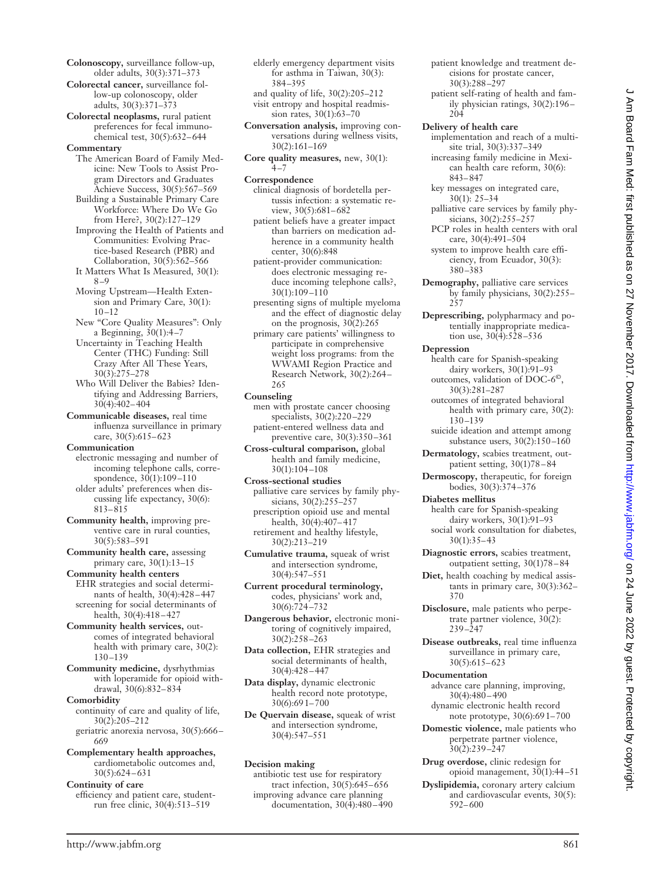**Colonoscopy,** surveillance follow-up, older adults, 30(3):371–373

**Colorectal cancer,** surveillance follow-up colonoscopy, older adults, 30(3):371–373

**Colorectal neoplasms,** rural patient preferences for fecal immunochemical test, 30(5):632–644

**Commentary**

- The American Board of Family Medicine: New Tools to Assist Program Directors and Graduates Achieve Success, 30(5):567–569
- Building a Sustainable Primary Care Workforce: Where Do We Go from Here?, 30(2):127–129
- Improving the Health of Patients and Communities: Evolving Practice-based Research (PBR) and Collaboration, 30(5):562–566
- It Matters What Is Measured, 30(1): 8–9
- Moving Upstream—Health Extension and Primary Care, 30(1): 10–12
- New "Core Quality Measures": Only a Beginning, 30(1):4–7
- Uncertainty in Teaching Health Center (THC) Funding: Still Crazy After All These Years, 30(3):275–278
- Who Will Deliver the Babies? Identifying and Addressing Barriers, 30(4):402–404

**Communicable diseases,** real time influenza surveillance in primary care, 30(5):615–623

**Communication**

- electronic messaging and number of incoming telephone calls, correspondence, 30(1):109–110
- older adults' preferences when discussing life expectancy, 30(6): 813–815

**Community health,** improving preventive care in rural counties, 30(5):583–591

**Community health care,** assessing primary care, 30(1):13–15

**Community health centers**

- EHR strategies and social determinants of health, 30(4):428–447
- screening for social determinants of health, 30(4):418–427

**Community health services,** outcomes of integrated behavioral health with primary care, 30(2): 130–139

**Community medicine,** dysrhythmias with loperamide for opioid withdrawal, 30(6):832–834

**Comorbidity**

- continuity of care and quality of life, 30(2):205–212
- geriatric anorexia nervosa, 30(5):666–669

**Complementary health approaches,** cardiometabolic outcomes and, 30(5):624–631

**Continuity of care**

- efficiency and patient care, student-run free clinic, 30(4):513–519
- elderly emergency department visits for asthma in Taiwan, 30(3): 384–395
- and quality of life, 30(2):205–212
- visit entropy and hospital readmission rates, 30(1):63–70

**Conversation analysis,** improving conversations during wellness visits, 30(2):161–169

**Core quality measures,** new, 30(1): 4–7

**Correspondence**

- clinical diagnosis of bordetella pertussis infection: a systematic review, 30(5):681–682
- patient beliefs have a greater impact than barriers on medication adherence in a community health center, 30(6):848
- patient-provider communication: does electronic messaging reduce incoming telephone calls?, 30(1):109–110
- presenting signs of multiple myeloma and the effect of diagnostic delay on the prognosis, 30(2):265
- primary care patients' willingness to participate in comprehensive weight loss programs: from the WWAMI Region Practice and Research Network, 30(2):264–265

**Counseling**

- men with prostate cancer choosing specialists, 30(2):220–229
- patient-entered wellness data and preventive care, 30(3):350–361

**Cross-cultural comparison,** global health and family medicine, 30(1):104–108

**Cross-sectional studies**

- palliative care services by family physicians, 30(2):255–257
- prescription opioid use and mental health, 30(4):407–417
- retirement and healthy lifestyle, 30(2):213–219

**Cumulative trauma,** squeak of wrist and intersection syndrome, 30(4):547–551

**Current procedural terminology,** codes, physicians' work and, 30(6):724–732

**Dangerous behavior,** electronic monitoring of cognitively impaired, 30(2):258–263

**Data collection,** EHR strategies and social determinants of health, 30(4):428–447

**Data display,** dynamic electronic health record note prototype, 30(6):691–700

**De Quervain disease,** squeak of wrist and intersection syndrome, 30(4):547–551

**Decision making**

- antibiotic test use for respiratory tract infection, 30(5):645–656
- improving advance care planning documentation, 30(4):480–490
- patient knowledge and treatment decisions for prostate cancer, 30(3):288–297
- patient self-rating of health and family physician ratings, 30(2):196–204

**Delivery of health care**

- implementation and reach of a multisite trial, 30(3):337–349
- increasing family medicine in Mexican health care reform, 30(6): 843–847
- key messages on integrated care, 30(1): 25–34
- palliative care services by family physicians, 30(2):255–257
- PCP roles in health centers with oral care, 30(4):491–504
- system to improve health care efficiency, from Ecuador, 30(3): 380–383

**Demography,** palliative care services by family physicians, 30(2):255–257

**Deprescribing,** polypharmacy and potentially inappropriate medication use, 30(4):528–536

**Depression**

- health care for Spanish-speaking dairy workers, 30(1):91–93
- outcomes, validation of DOC-6©, 30(3):281–287
- outcomes of integrated behavioral health with primary care, 30(2): 130–139
- suicide ideation and attempt among substance users, 30(2):150–160

**Dermatology,** scabies treatment, outpatient setting, 30(1)78–84

**Dermoscopy,** therapeutic, for foreign bodies, 30(3):374–376

**Diabetes mellitus**

- health care for Spanish-speaking dairy workers, 30(1):91–93
- social work consultation for diabetes, 30(1):35–43

**Diagnostic errors,** scabies treatment, outpatient setting, 30(1)78–84

**Diet,** health coaching by medical assistants in primary care, 30(3):362–370

**Disclosure,** male patients who perpetrate partner violence, 30(2): 239–247

**Disease outbreaks,** real time influenza surveillance in primary care, 30(5):615–623

**Documentation**

- advance care planning, improving, 30(4):480–490
- dynamic electronic health record note prototype, 30(6):691–700

**Domestic violence,** male patients who perpetrate partner violence, 30(2):239–247

**Drug overdose,** clinic redesign for opioid management, 30(1):44–51

**Dyslipidemia,** coronary artery calcium and cardiovascular events, 30(5): 592–600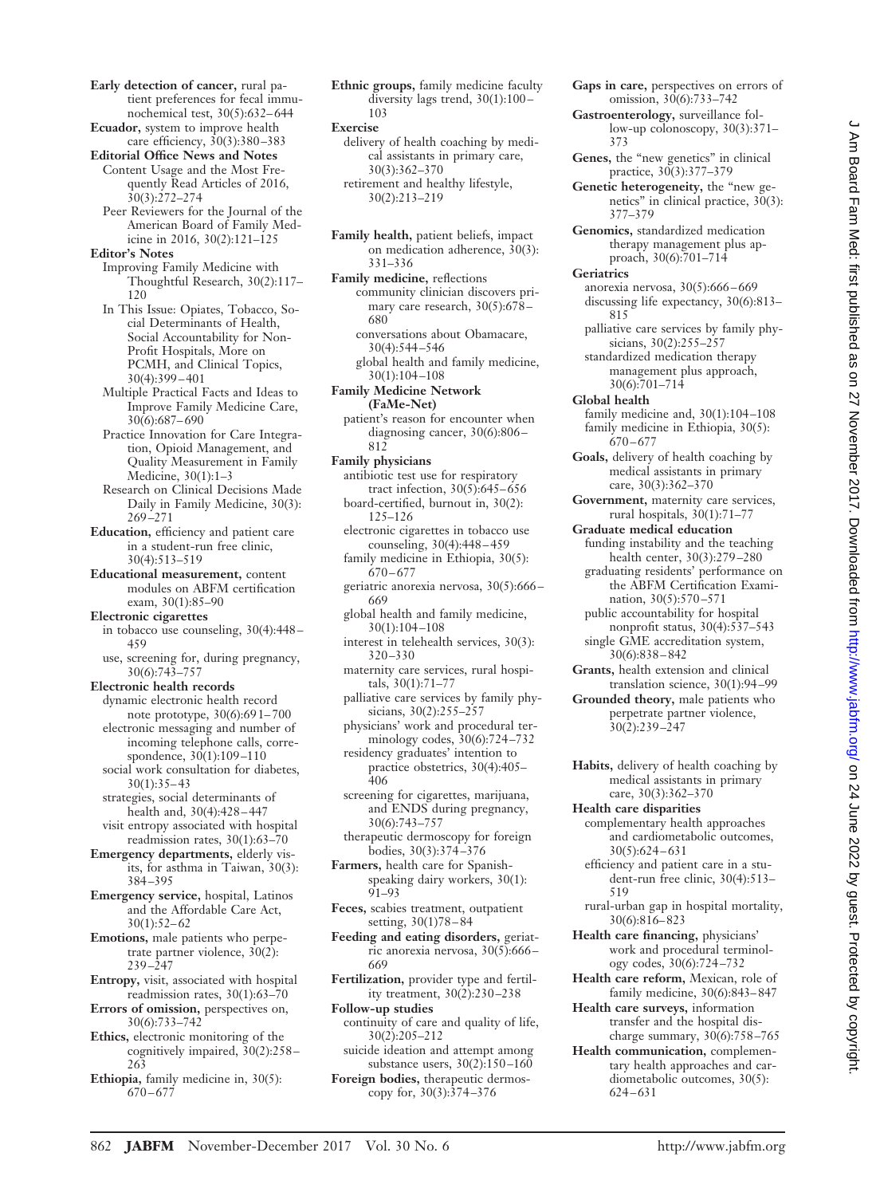**Early detection of cancer,** rural patient preferences for fecal immunochemical test, 30(5):632–644

**Ecuador,** system to improve health care efficiency, 30(3):380–383

**Editorial Office News and Notes**
- Content Usage and the Most Frequently Read Articles of 2016, 30(3):272–274
- Peer Reviewers for the Journal of the American Board of Family Medicine in 2016, 30(2):121–125

**Editor's Notes**
- Improving Family Medicine with Thoughtful Research, 30(2):117–120
- In This Issue: Opiates, Tobacco, Social Determinants of Health, Social Accountability for Non-Profit Hospitals, More on PCMH, and Clinical Topics, 30(4):399–401
- Multiple Practical Facts and Ideas to Improve Family Medicine Care, 30(6):687–690
- Practice Innovation for Care Integration, Opioid Management, and Quality Measurement in Family Medicine, 30(1):1–3
- Research on Clinical Decisions Made Daily in Family Medicine, 30(3):269–271

**Education,** efficiency and patient care in a student-run free clinic, 30(4):513–519

**Educational measurement,** content modules on ABFM certification exam, 30(1):85–90

**Electronic cigarettes**
- in tobacco use counseling, 30(4):448–459
- use, screening for, during pregnancy, 30(6):743–757

**Electronic health records**
- dynamic electronic health record note prototype, 30(6):691–700
- electronic messaging and number of incoming telephone calls, correspondence, 30(1):109–110
- social work consultation for diabetes, 30(1):35–43
- strategies, social determinants of health and, 30(4):428–447
- visit entropy associated with hospital readmission rates, 30(1):63–70

**Emergency departments,** elderly visits, for asthma in Taiwan, 30(3):384–395

**Emergency service,** hospital, Latinos and the Affordable Care Act, 30(1):52–62

**Emotions,** male patients who perpetrate partner violence, 30(2):239–247

**Entropy,** visit, associated with hospital readmission rates, 30(1):63–70

**Errors of omission,** perspectives on, 30(6):733–742

**Ethics,** electronic monitoring of the cognitively impaired, 30(2):258–263

**Ethiopia,** family medicine in, 30(5):670–677

**Ethnic groups,** family medicine faculty diversity lags trend, 30(1):100–103

**Exercise**
- delivery of health coaching by medical assistants in primary care, 30(3):362–370
- retirement and healthy lifestyle, 30(2):213–219

**Family health,** patient beliefs, impact on medication adherence, 30(3):331–336

**Family medicine,** reflections
- community clinician discovers primary care research, 30(5):678–680
- conversations about Obamacare, 30(4):544–546
- global health and family medicine, 30(1):104–108

**Family Medicine Network (FaMe-Net)**
- patient's reason for encounter when diagnosing cancer, 30(6):806–812

**Family physicians**
- antibiotic test use for respiratory tract infection, 30(5):645–656
- board-certified, burnout in, 30(2):125–126
- electronic cigarettes in tobacco use counseling, 30(4):448–459
- family medicine in Ethiopia, 30(5):670–677
- geriatric anorexia nervosa, 30(5):666–669
- global health and family medicine, 30(1):104–108
- interest in telehealth services, 30(3):320–330
- maternity care services, rural hospitals, 30(1):71–77
- palliative care services by family physicians, 30(2):255–257
- physicians' work and procedural terminology codes, 30(6):724–732
- residency graduates' intention to practice obstetrics, 30(4):405–406
- screening for cigarettes, marijuana, and ENDS during pregnancy, 30(6):743–757
- therapeutic dermoscopy for foreign bodies, 30(3):374–376

**Farmers,** health care for Spanish-speaking dairy workers, 30(1):91–93

**Feces,** scabies treatment, outpatient setting, 30(1)78–84

**Feeding and eating disorders,** geriatric anorexia nervosa, 30(5):666–669

**Fertilization,** provider type and fertility treatment, 30(2):230–238

**Follow-up studies**
- continuity of care and quality of life, 30(2):205–212
- suicide ideation and attempt among substance users, 30(2):150–160

**Foreign bodies,** therapeutic dermoscopy for, 30(3):374–376

**Gaps in care,** perspectives on errors of omission, 30(6):733–742

**Gastroenterology,** surveillance follow-up colonoscopy, 30(3):371–373

**Genes,** the "new genetics" in clinical practice, 30(3):377–379

**Genetic heterogeneity,** the "new genetics" in clinical practice, 30(3):377–379

**Genomics,** standardized medication therapy management plus approach, 30(6):701–714

**Geriatrics**
- anorexia nervosa, 30(5):666–669
- discussing life expectancy, 30(6):813–815
- palliative care services by family physicians, 30(2):255–257
- standardized medication therapy management plus approach, 30(6):701–714

**Global health**
- family medicine and, 30(1):104–108
- family medicine in Ethiopia, 30(5):670–677

**Goals,** delivery of health coaching by medical assistants in primary care, 30(3):362–370

**Government,** maternity care services, rural hospitals, 30(1):71–77

**Graduate medical education**
- funding instability and the teaching health center, 30(3):279–280
- graduating residents' performance on the ABFM Certification Examination, 30(5):570–571
- public accountability for hospital nonprofit status, 30(4):537–543
- single GME accreditation system, 30(6):838–842

**Grants,** health extension and clinical translation science, 30(1):94–99

**Grounded theory,** male patients who perpetrate partner violence, 30(2):239–247

**Habits,** delivery of health coaching by medical assistants in primary care, 30(3):362–370

**Health care disparities**
- complementary health approaches and cardiometabolic outcomes, 30(5):624–631
- efficiency and patient care in a student-run free clinic, 30(4):513–519
- rural-urban gap in hospital mortality, 30(6):816–823

**Health care financing,** physicians' work and procedural terminology codes, 30(6):724–732

**Health care reform,** Mexican, role of family medicine, 30(6):843–847

**Health care surveys,** information transfer and the hospital discharge summary, 30(6):758–765

**Health communication,** complementary health approaches and cardiometabolic outcomes, 30(5):624–631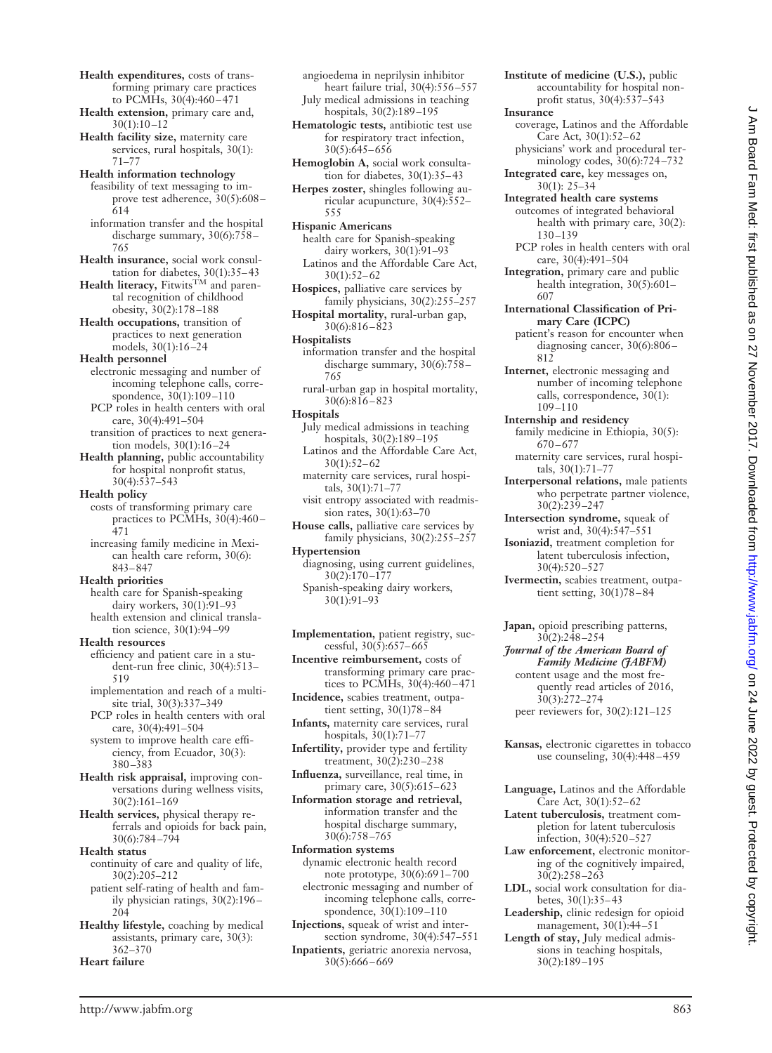**Health expenditures,** costs of transforming primary care practices to PCMHs, 30(4):460–471

**Health extension,** primary care and, 30(1):10–12

**Health facility size,** maternity care services, rural hospitals, 30(1): 71–77

**Health information technology**

- feasibility of text messaging to improve test adherence, 30(5):608–614
- information transfer and the hospital discharge summary, 30(6):758–765

**Health insurance,** social work consultation for diabetes, 30(1):35–43

**Health literacy,** Fitwits™ and parental recognition of childhood obesity, 30(2):178–188

**Health occupations,** transition of practices to next generation models, 30(1):16–24

**Health personnel**

- electronic messaging and number of incoming telephone calls, correspondence, 30(1):109–110
- PCP roles in health centers with oral care, 30(4):491–504
- transition of practices to next generation models, 30(1):16–24

**Health planning,** public accountability for hospital nonprofit status, 30(4):537–543

**Health policy**

- costs of transforming primary care practices to PCMHs, 30(4):460–471
- increasing family medicine in Mexican health care reform, 30(6): 843–847

**Health priorities**

- health care for Spanish-speaking dairy workers, 30(1):91–93
- health extension and clinical translation science, 30(1):94–99

**Health resources**

- efficiency and patient care in a student-run free clinic, 30(4):513–519
- implementation and reach of a multisite trial, 30(3):337–349
- PCP roles in health centers with oral care, 30(4):491–504
- system to improve health care efficiency, from Ecuador, 30(3): 380–383

**Health risk appraisal,** improving conversations during wellness visits, 30(2):161–169

**Health services,** physical therapy referrals and opioids for back pain, 30(6):784–794

**Health status**

- continuity of care and quality of life, 30(2):205–212
- patient self-rating of health and family physician ratings, 30(2):196–204

**Healthy lifestyle,** coaching by medical assistants, primary care, 30(3): 362–370

**Heart failure**

- angioedema in neprilysin inhibitor heart failure trial, 30(4):556–557
- July medical admissions in teaching hospitals, 30(2):189–195

**Hematologic tests,** antibiotic test use for respiratory tract infection, 30(5):645–656

**Hemoglobin A,** social work consultation for diabetes, 30(1):35–43

**Herpes zoster,** shingles following auricular acupuncture, 30(4):552–555

**Hispanic Americans**

- health care for Spanish-speaking dairy workers, 30(1):91–93
- Latinos and the Affordable Care Act, 30(1):52–62

**Hospices,** palliative care services by family physicians, 30(2):255–257

**Hospital mortality,** rural-urban gap, 30(6):816–823

**Hospitalists**

- information transfer and the hospital discharge summary, 30(6):758–765
- rural-urban gap in hospital mortality, 30(6):816–823

**Hospitals**

- July medical admissions in teaching hospitals, 30(2):189–195
- Latinos and the Affordable Care Act, 30(1):52–62
- maternity care services, rural hospitals, 30(1):71–77
- visit entropy associated with readmission rates, 30(1):63–70

**House calls,** palliative care services by family physicians, 30(2):255–257

**Hypertension**

- diagnosing, using current guidelines, 30(2):170–177
- Spanish-speaking dairy workers, 30(1):91–93

**Implementation,** patient registry, successful, 30(5):657–665

**Incentive reimbursement,** costs of transforming primary care practices to PCMHs, 30(4):460–471

**Incidence,** scabies treatment, outpatient setting, 30(1)78–84

**Infants,** maternity care services, rural hospitals, 30(1):71–77

**Infertility,** provider type and fertility treatment, 30(2):230–238

**Influenza,** surveillance, real time, in primary care, 30(5):615–623

**Information storage and retrieval,** information transfer and the hospital discharge summary, 30(6):758–765

**Information systems**

- dynamic electronic health record note prototype, 30(6):691–700
- electronic messaging and number of incoming telephone calls, correspondence, 30(1):109–110

**Injections,** squeak of wrist and intersection syndrome, 30(4):547–551

**Inpatients,** geriatric anorexia nervosa, 30(5):666–669

**Institute of medicine (U.S.),** public accountability for hospital nonprofit status, 30(4):537–543

**Insurance**

- coverage, Latinos and the Affordable Care Act, 30(1):52–62
- physicians' work and procedural terminology codes, 30(6):724–732

**Integrated care,** key messages on, 30(1): 25–34

**Integrated health care systems**

- outcomes of integrated behavioral health with primary care, 30(2): 130–139
- PCP roles in health centers with oral care, 30(4):491–504

**Integration,** primary care and public health integration, 30(5):601–607

**International Classification of Primary Care (ICPC)**

- patient's reason for encounter when diagnosing cancer, 30(6):806–812

**Internet,** electronic messaging and number of incoming telephone calls, correspondence, 30(1): 109–110

**Internship and residency**

- family medicine in Ethiopia, 30(5): 670–677
- maternity care services, rural hospitals, 30(1):71–77

**Interpersonal relations,** male patients who perpetrate partner violence, 30(2):239–247

**Intersection syndrome,** squeak of wrist and, 30(4):547–551

**Isoniazid,** treatment completion for latent tuberculosis infection, 30(4):520–527

**Ivermectin,** scabies treatment, outpatient setting, 30(1)78–84

**Japan,** opioid prescribing patterns, 30(2):248–254

***Journal of the American Board of Family Medicine (JABFM)***

- content usage and the most frequently read articles of 2016, 30(3):272–274
- peer reviewers for, 30(2):121–125

**Kansas,** electronic cigarettes in tobacco use counseling, 30(4):448–459

**Language,** Latinos and the Affordable Care Act, 30(1):52–62

**Latent tuberculosis,** treatment completion for latent tuberculosis infection, 30(4):520–527

**Law enforcement,** electronic monitoring of the cognitively impaired, 30(2):258–263

**LDL,** social work consultation for diabetes, 30(1):35–43

**Leadership,** clinic redesign for opioid management, 30(1):44–51

**Length of stay,** July medical admissions in teaching hospitals, 30(2):189–195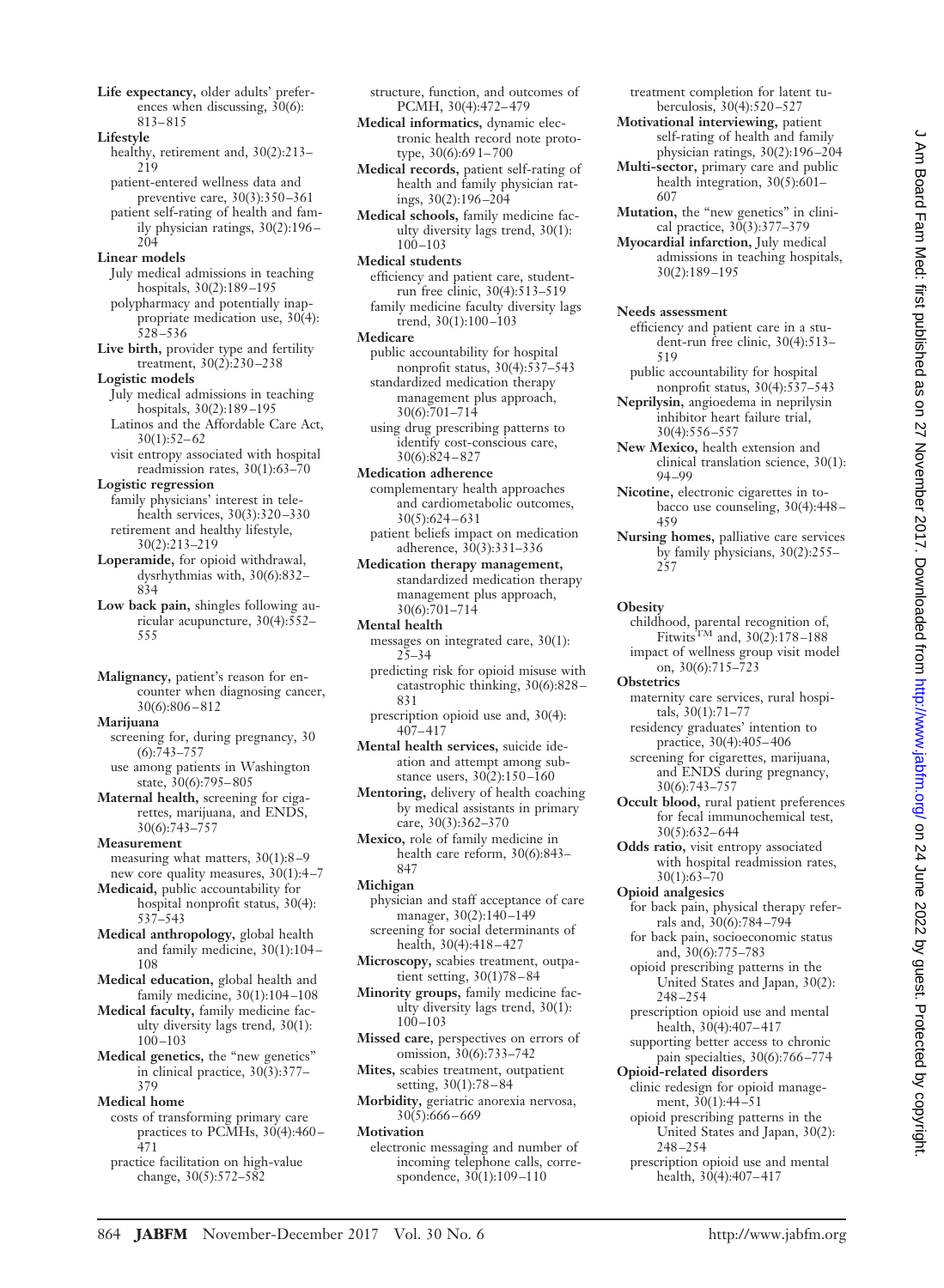**Life expectancy,** older adults' preferences when discussing, 30(6): 813–815

**Lifestyle**
- healthy, retirement and, 30(2):213–219
- patient-entered wellness data and preventive care, 30(3):350–361
- patient self-rating of health and family physician ratings, 30(2):196–204

**Linear models**
- July medical admissions in teaching hospitals, 30(2):189–195
- polypharmacy and potentially inappropriate medication use, 30(4): 528–536

**Live birth,** provider type and fertility treatment, 30(2):230–238

**Logistic models**
- July medical admissions in teaching hospitals, 30(2):189–195
- Latinos and the Affordable Care Act, 30(1):52–62
- visit entropy associated with hospital readmission rates, 30(1):63–70

**Logistic regression**
- family physicians' interest in telehealth services, 30(3):320–330
- retirement and healthy lifestyle, 30(2):213–219

**Loperamide,** for opioid withdrawal, dysrhythmias with, 30(6):832–834

**Low back pain,** shingles following auricular acupuncture, 30(4):552–555

**Malignancy,** patient's reason for encounter when diagnosing cancer, 30(6):806–812

**Marijuana**
- screening for, during pregnancy, 30 (6):743–757
- use among patients in Washington state, 30(6):795–805

**Maternal health,** screening for cigarettes, marijuana, and ENDS, 30(6):743–757

**Measurement**
- measuring what matters, 30(1):8–9
- new core quality measures, 30(1):4–7

**Medicaid,** public accountability for hospital nonprofit status, 30(4): 537–543

**Medical anthropology,** global health and family medicine, 30(1):104–108

**Medical education,** global health and family medicine, 30(1):104–108

**Medical faculty,** family medicine faculty diversity lags trend, 30(1): 100–103

**Medical genetics,** the "new genetics" in clinical practice, 30(3):377–379

**Medical home**
- costs of transforming primary care practices to PCMHs, 30(4):460–471
- practice facilitation on high-value change, 30(5):572–582
- structure, function, and outcomes of PCMH, 30(4):472–479

**Medical informatics,** dynamic electronic health record note prototype, 30(6):691–700

**Medical records,** patient self-rating of health and family physician ratings, 30(2):196–204

**Medical schools,** family medicine faculty diversity lags trend, 30(1): 100–103

**Medical students**
- efficiency and patient care, student-run free clinic, 30(4):513–519
- family medicine faculty diversity lags trend, 30(1):100–103

**Medicare**
- public accountability for hospital nonprofit status, 30(4):537–543
- standardized medication therapy management plus approach, 30(6):701–714
- using drug prescribing patterns to identify cost-conscious care, 30(6):824–827

**Medication adherence**
- complementary health approaches and cardiometabolic outcomes, 30(5):624–631
- patient beliefs impact on medication adherence, 30(3):331–336

**Medication therapy management,** standardized medication therapy management plus approach, 30(6):701–714

**Mental health**
- messages on integrated care, 30(1): 25–34
- predicting risk for opioid misuse with catastrophic thinking, 30(6):828–831
- prescription opioid use and, 30(4): 407–417

**Mental health services,** suicide ideation and attempt among substance users, 30(2):150–160

**Mentoring,** delivery of health coaching by medical assistants in primary care, 30(3):362–370

**Mexico,** role of family medicine in health care reform, 30(6):843–847

**Michigan**
- physician and staff acceptance of care manager, 30(2):140–149
- screening for social determinants of health, 30(4):418–427

**Microscopy,** scabies treatment, outpatient setting, 30(1)78–84

**Minority groups,** family medicine faculty diversity lags trend, 30(1): 100–103

**Missed care,** perspectives on errors of omission, 30(6):733–742

**Mites,** scabies treatment, outpatient setting, 30(1):78–84

**Morbidity,** geriatric anorexia nervosa, 30(5):666–669

**Motivation**
- electronic messaging and number of incoming telephone calls, correspondence, 30(1):109–110
- treatment completion for latent tuberculosis, 30(4):520–527

**Motivational interviewing,** patient self-rating of health and family physician ratings, 30(2):196–204

**Multi-sector,** primary care and public health integration, 30(5):601–607

**Mutation,** the "new genetics" in clinical practice, 30(3):377–379

**Myocardial infarction,** July medical admissions in teaching hospitals, 30(2):189–195

**Needs assessment**
- efficiency and patient care in a student-run free clinic, 30(4):513–519
- public accountability for hospital nonprofit status, 30(4):537–543

**Neprilysin,** angioedema in neprilysin inhibitor heart failure trial, 30(4):556–557

**New Mexico,** health extension and clinical translation science, 30(1): 94–99

**Nicotine,** electronic cigarettes in tobacco use counseling, 30(4):448–459

**Nursing homes,** palliative care services by family physicians, 30(2):255–257

**Obesity**
- childhood, parental recognition of, Fitwits™ and, 30(2):178–188
- impact of wellness group visit model on, 30(6):715–723

**Obstetrics**
- maternity care services, rural hospitals, 30(1):71–77
- residency graduates' intention to practice, 30(4):405–406
- screening for cigarettes, marijuana, and ENDS during pregnancy, 30(6):743–757

**Occult blood,** rural patient preferences for fecal immunochemical test, 30(5):632–644

**Odds ratio,** visit entropy associated with hospital readmission rates, 30(1):63–70

**Opioid analgesics**
- for back pain, physical therapy referrals and, 30(6):784–794
- for back pain, socioeconomic status and, 30(6):775–783
- opioid prescribing patterns in the United States and Japan, 30(2): 248–254
- prescription opioid use and mental health, 30(4):407–417
- supporting better access to chronic pain specialties, 30(6):766–774

**Opioid-related disorders**
- clinic redesign for opioid management, 30(1):44–51
- opioid prescribing patterns in the United States and Japan, 30(2): 248–254
- prescription opioid use and mental health, 30(4):407–417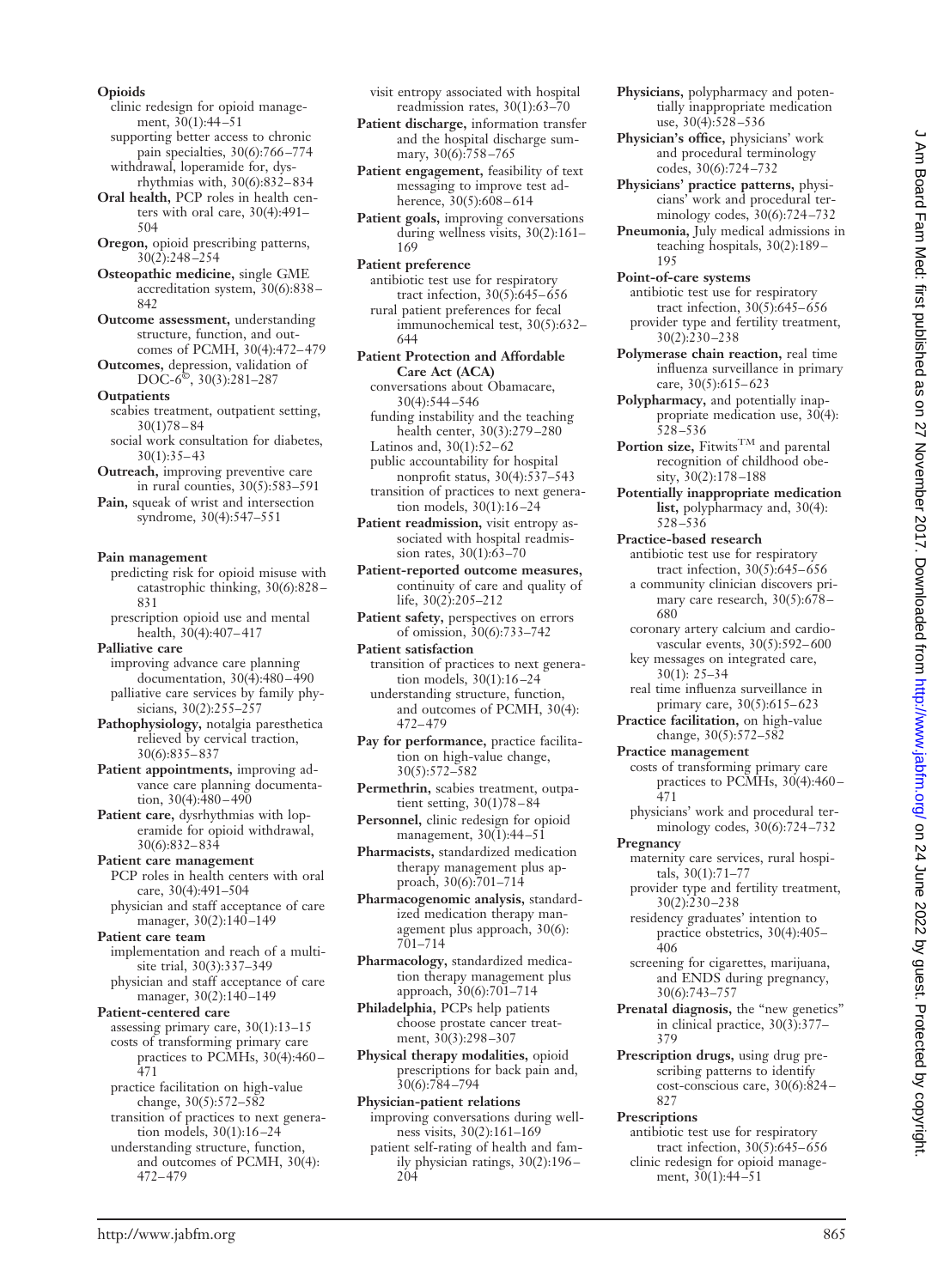**Opioids**

- clinic redesign for opioid management, 30(1):44–51
- supporting better access to chronic pain specialties, 30(6):766–774
- withdrawal, loperamide for, dysrhythmias with, 30(6):832–834

**Oral health,** PCP roles in health centers with oral care, 30(4):491–504

**Oregon,** opioid prescribing patterns, 30(2):248–254

**Osteopathic medicine,** single GME accreditation system, 30(6):838–842

**Outcome assessment,** understanding structure, function, and outcomes of PCMH, 30(4):472–479

**Outcomes,** depression, validation of DOC-6©, 30(3):281–287

**Outpatients**

- scabies treatment, outpatient setting, 30(1)78–84
- social work consultation for diabetes, 30(1):35–43

**Outreach,** improving preventive care in rural counties, 30(5):583–591

**Pain,** squeak of wrist and intersection syndrome, 30(4):547–551

**Pain management**

- predicting risk for opioid misuse with catastrophic thinking, 30(6):828–831
- prescription opioid use and mental health, 30(4):407–417

**Palliative care**

- improving advance care planning documentation, 30(4):480–490
- palliative care services by family physicians, 30(2):255–257

**Pathophysiology,** notalgia paresthetica relieved by cervical traction, 30(6):835–837

**Patient appointments,** improving advance care planning documentation, 30(4):480–490

**Patient care,** dysrhythmias with loperamide for opioid withdrawal, 30(6):832–834

**Patient care management**

- PCP roles in health centers with oral care, 30(4):491–504
- physician and staff acceptance of care manager, 30(2):140–149

**Patient care team**

- implementation and reach of a multisite trial, 30(3):337–349
- physician and staff acceptance of care manager, 30(2):140–149

**Patient-centered care**

- assessing primary care, 30(1):13–15
- costs of transforming primary care practices to PCMHs, 30(4):460–471
- practice facilitation on high-value change, 30(5):572–582
- transition of practices to next generation models, 30(1):16–24
- understanding structure, function, and outcomes of PCMH, 30(4):472–479
- visit entropy associated with hospital readmission rates, 30(1):63–70

**Patient discharge,** information transfer and the hospital discharge summary, 30(6):758–765

**Patient engagement,** feasibility of text messaging to improve test adherence, 30(5):608–614

**Patient goals,** improving conversations during wellness visits, 30(2):161–169

**Patient preference**

- antibiotic test use for respiratory tract infection, 30(5):645–656
- rural patient preferences for fecal immunochemical test, 30(5):632–644

**Patient Protection and Affordable Care Act (ACA)**

- conversations about Obamacare, 30(4):544–546
- funding instability and the teaching health center, 30(3):279–280
- Latinos and, 30(1):52–62
- public accountability for hospital nonprofit status, 30(4):537–543
- transition of practices to next generation models, 30(1):16–24

**Patient readmission,** visit entropy associated with hospital readmission rates, 30(1):63–70

**Patient-reported outcome measures,** continuity of care and quality of life, 30(2):205–212

**Patient safety,** perspectives on errors of omission, 30(6):733–742

**Patient satisfaction**

- transition of practices to next generation models, 30(1):16–24
- understanding structure, function, and outcomes of PCMH, 30(4):472–479

**Pay for performance,** practice facilitation on high-value change, 30(5):572–582

**Permethrin,** scabies treatment, outpatient setting, 30(1)78–84

**Personnel,** clinic redesign for opioid management, 30(1):44–51

**Pharmacists,** standardized medication therapy management plus approach, 30(6):701–714

**Pharmacogenomic analysis,** standardized medication therapy management plus approach, 30(6):701–714

**Pharmacology,** standardized medication therapy management plus approach, 30(6):701–714

**Philadelphia,** PCPs help patients choose prostate cancer treatment, 30(3):298–307

**Physical therapy modalities,** opioid prescriptions for back pain and, 30(6):784–794

**Physician-patient relations**

- improving conversations during wellness visits, 30(2):161–169
- patient self-rating of health and family physician ratings, 30(2):196–204

**Physicians,** polypharmacy and potentially inappropriate medication use, 30(4):528–536

**Physician's office,** physicians' work and procedural terminology codes, 30(6):724–732

**Physicians' practice patterns,** physicians' work and procedural terminology codes, 30(6):724–732

**Pneumonia,** July medical admissions in teaching hospitals, 30(2):189–195

**Point-of-care systems**

- antibiotic test use for respiratory tract infection, 30(5):645–656
- provider type and fertility treatment, 30(2):230–238

**Polymerase chain reaction,** real time influenza surveillance in primary care, 30(5):615–623

**Polypharmacy,** and potentially inappropriate medication use, 30(4):528–536

**Portion size,** Fitwits™ and parental recognition of childhood obesity, 30(2):178–188

**Potentially inappropriate medication list,** polypharmacy and, 30(4):528–536

**Practice-based research**

- antibiotic test use for respiratory tract infection, 30(5):645–656
- a community clinician discovers primary care research, 30(5):678–680
- coronary artery calcium and cardiovascular events, 30(5):592–600
- key messages on integrated care, 30(1): 25–34
- real time influenza surveillance in primary care, 30(5):615–623

**Practice facilitation,** on high-value change, 30(5):572–582

**Practice management**

- costs of transforming primary care practices to PCMHs, 30(4):460–471
- physicians' work and procedural terminology codes, 30(6):724–732

**Pregnancy**

- maternity care services, rural hospitals, 30(1):71–77
- provider type and fertility treatment, 30(2):230–238
- residency graduates' intention to practice obstetrics, 30(4):405–406
- screening for cigarettes, marijuana, and ENDS during pregnancy, 30(6):743–757

**Prenatal diagnosis,** the "new genetics" in clinical practice, 30(3):377–379

**Prescription drugs,** using drug prescribing patterns to identify cost-conscious care, 30(6):824–827

**Prescriptions**

- antibiotic test use for respiratory tract infection, 30(5):645–656
- clinic redesign for opioid management, 30(1):44–51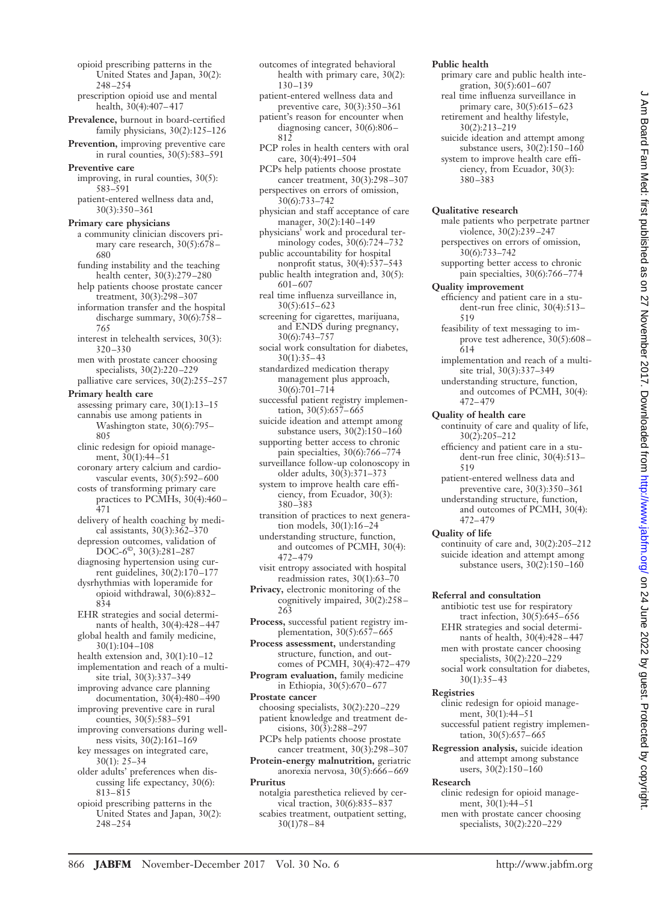opioid prescribing patterns in the United States and Japan, 30(2): 248–254
prescription opioid use and mental health, 30(4):407–417

**Prevalence,** burnout in board-certified family physicians, 30(2):125–126

**Prevention,** improving preventive care in rural counties, 30(5):583–591

**Preventive care**
improving, in rural counties, 30(5): 583–591
patient-entered wellness data and, 30(3):350–361

**Primary care physicians**
a community clinician discovers primary care research, 30(5):678–680
funding instability and the teaching health center, 30(3):279–280
help patients choose prostate cancer treatment, 30(3):298–307
information transfer and the hospital discharge summary, 30(6):758–765
interest in telehealth services, 30(3): 320–330
men with prostate cancer choosing specialists, 30(2):220–229
palliative care services, 30(2):255–257

**Primary health care**
assessing primary care, 30(1):13–15
cannabis use among patients in Washington state, 30(6):795–805
clinic redesign for opioid management, 30(1):44–51
coronary artery calcium and cardiovascular events, 30(5):592–600
costs of transforming primary care practices to PCMHs, 30(4):460–471
delivery of health coaching by medical assistants, 30(3):362–370
depression outcomes, validation of DOC-6©, 30(3):281–287
diagnosing hypertension using current guidelines, 30(2):170–177
dysrhythmias with loperamide for opioid withdrawal, 30(6):832–834
EHR strategies and social determinants of health, 30(4):428–447
global health and family medicine, 30(1):104–108
health extension and, 30(1):10–12
implementation and reach of a multisite trial, 30(3):337–349
improving advance care planning documentation, 30(4):480–490
improving preventive care in rural counties, 30(5):583–591
improving conversations during wellness visits, 30(2):161–169
key messages on integrated care, 30(1): 25–34
older adults' preferences when discussing life expectancy, 30(6): 813–815
opioid prescribing patterns in the United States and Japan, 30(2): 248–254
outcomes of integrated behavioral health with primary care, 30(2): 130–139
patient-entered wellness data and preventive care, 30(3):350–361
patient's reason for encounter when diagnosing cancer, 30(6):806–812
PCP roles in health centers with oral care, 30(4):491–504
PCPs help patients choose prostate cancer treatment, 30(3):298–307
perspectives on errors of omission, 30(6):733–742
physician and staff acceptance of care manager, 30(2):140–149
physicians' work and procedural terminology codes, 30(6):724–732
public accountability for hospital nonprofit status, 30(4):537–543
public health integration and, 30(5): 601–607
real time influenza surveillance in, 30(5):615–623
screening for cigarettes, marijuana, and ENDS during pregnancy, 30(6):743–757
social work consultation for diabetes, 30(1):35–43
standardized medication therapy management plus approach, 30(6):701–714
successful patient registry implementation, 30(5):657–665
suicide ideation and attempt among substance users, 30(2):150–160
supporting better access to chronic pain specialties, 30(6):766–774
surveillance follow-up colonoscopy in older adults, 30(3):371–373
system to improve health care efficiency, from Ecuador, 30(3): 380–383
transition of practices to next generation models, 30(1):16–24
understanding structure, function, and outcomes of PCMH, 30(4): 472–479
visit entropy associated with hospital readmission rates, 30(1):63–70

**Privacy,** electronic monitoring of the cognitively impaired, 30(2):258–263

**Process,** successful patient registry implementation, 30(5):657–665

**Process assessment,** understanding structure, function, and outcomes of PCMH, 30(4):472–479

**Program evaluation,** family medicine in Ethiopia, 30(5):670–677

**Prostate cancer**
choosing specialists, 30(2):220–229
patient knowledge and treatment decisions, 30(3):288–297
PCPs help patients choose prostate cancer treatment, 30(3):298–307

**Protein-energy malnutrition,** geriatric anorexia nervosa, 30(5):666–669

**Pruritus**
notalgia paresthetica relieved by cervical traction, 30(6):835–837
scabies treatment, outpatient setting, 30(1)78–84

**Public health**
primary care and public health integration, 30(5):601–607
real time influenza surveillance in primary care, 30(5):615–623
retirement and healthy lifestyle, 30(2):213–219
suicide ideation and attempt among substance users, 30(2):150–160
system to improve health care efficiency, from Ecuador, 30(3): 380–383

**Qualitative research**
male patients who perpetrate partner violence, 30(2):239–247
perspectives on errors of omission, 30(6):733–742
supporting better access to chronic pain specialties, 30(6):766–774

**Quality improvement**
efficiency and patient care in a student-run free clinic, 30(4):513–519
feasibility of text messaging to improve test adherence, 30(5):608–614
implementation and reach of a multisite trial, 30(3):337–349
understanding structure, function, and outcomes of PCMH, 30(4): 472–479

**Quality of health care**
continuity of care and quality of life, 30(2):205–212
efficiency and patient care in a student-run free clinic, 30(4):513–519
patient-entered wellness data and preventive care, 30(3):350–361
understanding structure, function, and outcomes of PCMH, 30(4): 472–479

**Quality of life**
continuity of care and, 30(2):205–212
suicide ideation and attempt among substance users, 30(2):150–160

**Referral and consultation**
antibiotic test use for respiratory tract infection, 30(5):645–656
EHR strategies and social determinants of health, 30(4):428–447
men with prostate cancer choosing specialists, 30(2):220–229
social work consultation for diabetes, 30(1):35–43

**Registries**
clinic redesign for opioid management, 30(1):44–51
successful patient registry implementation, 30(5):657–665

**Regression analysis,** suicide ideation and attempt among substance users, 30(2):150–160

**Research**
clinic redesign for opioid management, 30(1):44–51
men with prostate cancer choosing specialists, 30(2):220–229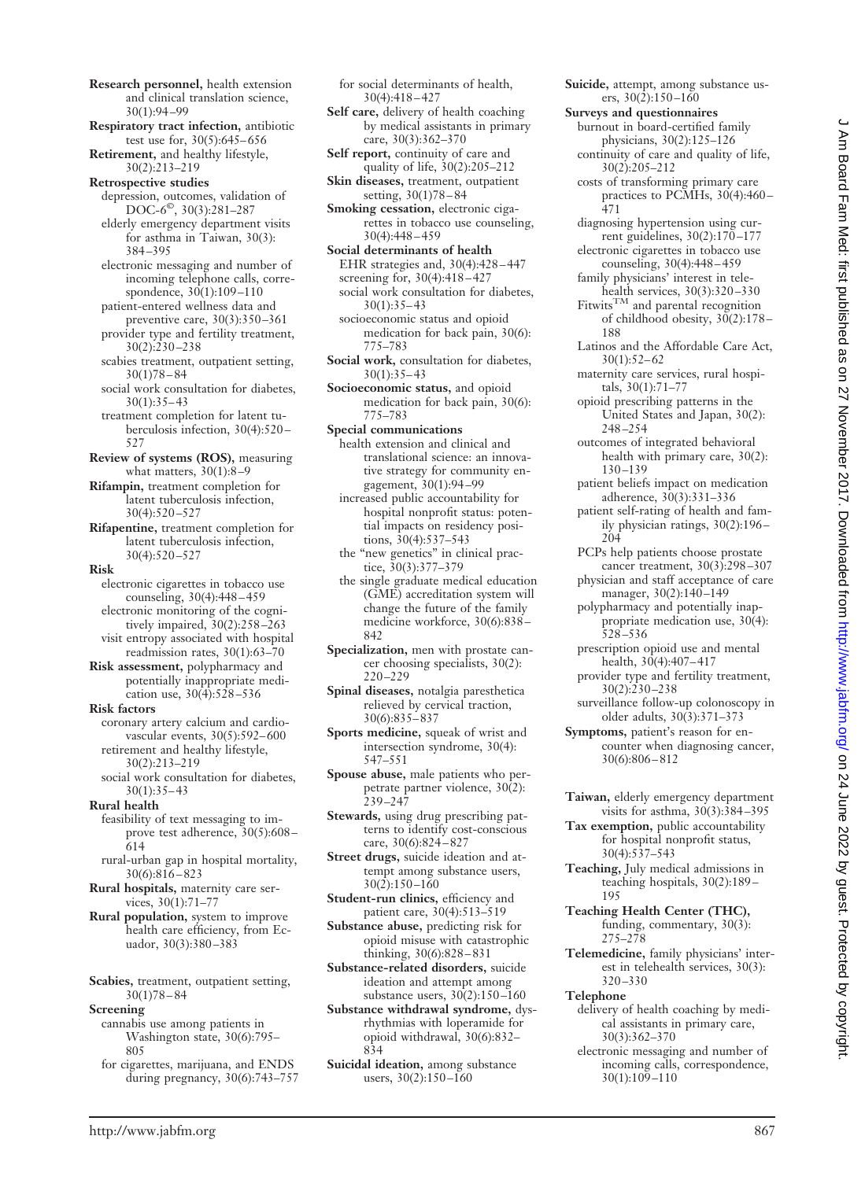**Research personnel,** health extension and clinical translation science, 30(1):94–99

**Respiratory tract infection,** antibiotic test use for, 30(5):645–656

**Retirement,** and healthy lifestyle, 30(2):213–219

**Retrospective studies**

- depression, outcomes, validation of DOC-6©, 30(3):281–287
- elderly emergency department visits for asthma in Taiwan, 30(3): 384–395
- electronic messaging and number of incoming telephone calls, correspondence, 30(1):109–110
- patient-entered wellness data and preventive care, 30(3):350–361
- provider type and fertility treatment, 30(2):230–238
- scabies treatment, outpatient setting, 30(1)78–84
- social work consultation for diabetes, 30(1):35–43
- treatment completion for latent tuberculosis infection, 30(4):520–527

**Review of systems (ROS),** measuring what matters, 30(1):8–9

**Rifampin,** treatment completion for latent tuberculosis infection, 30(4):520–527

**Rifapentine,** treatment completion for latent tuberculosis infection, 30(4):520–527

**Risk**

- electronic cigarettes in tobacco use counseling, 30(4):448–459
- electronic monitoring of the cognitively impaired, 30(2):258–263
- visit entropy associated with hospital readmission rates, 30(1):63–70

**Risk assessment,** polypharmacy and potentially inappropriate medication use, 30(4):528–536

**Risk factors**

- coronary artery calcium and cardiovascular events, 30(5):592–600
- retirement and healthy lifestyle, 30(2):213–219
- social work consultation for diabetes, 30(1):35–43

**Rural health**

- feasibility of text messaging to improve test adherence, 30(5):608–614
- rural-urban gap in hospital mortality, 30(6):816–823

**Rural hospitals,** maternity care services, 30(1):71–77

**Rural population,** system to improve health care efficiency, from Ecuador, 30(3):380–383

**Scabies,** treatment, outpatient setting, 30(1)78–84

**Screening**

- cannabis use among patients in Washington state, 30(6):795–805
- for cigarettes, marijuana, and ENDS during pregnancy, 30(6):743–757
- for social determinants of health, 30(4):418–427

**Self care,** delivery of health coaching by medical assistants in primary care, 30(3):362–370

**Self report,** continuity of care and quality of life, 30(2):205–212

**Skin diseases,** treatment, outpatient setting, 30(1)78–84

**Smoking cessation,** electronic cigarettes in tobacco use counseling, 30(4):448–459

**Social determinants of health**

- EHR strategies and, 30(4):428–447
- screening for, 30(4):418–427
- social work consultation for diabetes, 30(1):35–43
- socioeconomic status and opioid medication for back pain, 30(6): 775–783

**Social work,** consultation for diabetes, 30(1):35–43

**Socioeconomic status,** and opioid medication for back pain, 30(6): 775–783

**Special communications**

- health extension and clinical and translational science: an innovative strategy for community engagement, 30(1):94–99
- increased public accountability for hospital nonprofit status: potential impacts on residency positions, 30(4):537–543
- the "new genetics" in clinical practice, 30(3):377–379
- the single graduate medical education (GME) accreditation system will change the future of the family medicine workforce, 30(6):838–842

**Specialization,** men with prostate cancer choosing specialists, 30(2): 220–229

**Spinal diseases,** notalgia paresthetica relieved by cervical traction, 30(6):835–837

**Sports medicine,** squeak of wrist and intersection syndrome, 30(4): 547–551

**Spouse abuse,** male patients who perpetrate partner violence, 30(2): 239–247

**Stewards,** using drug prescribing patterns to identify cost-conscious care, 30(6):824–827

**Street drugs,** suicide ideation and attempt among substance users, 30(2):150–160

**Student-run clinics,** efficiency and patient care, 30(4):513–519

**Substance abuse,** predicting risk for opioid misuse with catastrophic thinking, 30(6):828–831

**Substance-related disorders,** suicide ideation and attempt among substance users, 30(2):150–160

**Substance withdrawal syndrome,** dysrhythmias with loperamide for opioid withdrawal, 30(6):832–834

**Suicidal ideation,** among substance users, 30(2):150–160

**Suicide,** attempt, among substance users, 30(2):150–160

**Surveys and questionnaires**

- burnout in board-certified family physicians, 30(2):125–126
- continuity of care and quality of life, 30(2):205–212
- costs of transforming primary care practices to PCMHs, 30(4):460–471
- diagnosing hypertension using current guidelines, 30(2):170–177
- electronic cigarettes in tobacco use counseling, 30(4):448–459
- family physicians' interest in telehealth services, 30(3):320–330
- Fitwits™ and parental recognition of childhood obesity, 30(2):178–188
- Latinos and the Affordable Care Act, 30(1):52–62
- maternity care services, rural hospitals, 30(1):71–77
- opioid prescribing patterns in the United States and Japan, 30(2): 248–254
- outcomes of integrated behavioral health with primary care, 30(2): 130–139
- patient beliefs impact on medication adherence, 30(3):331–336
- patient self-rating of health and family physician ratings, 30(2):196–204
- PCPs help patients choose prostate cancer treatment, 30(3):298–307
- physician and staff acceptance of care manager, 30(2):140–149
- polypharmacy and potentially inappropriate medication use, 30(4): 528–536
- prescription opioid use and mental health, 30(4):407–417
- provider type and fertility treatment, 30(2):230–238
- surveillance follow-up colonoscopy in older adults, 30(3):371–373

**Symptoms,** patient's reason for encounter when diagnosing cancer, 30(6):806–812

**Taiwan,** elderly emergency department visits for asthma, 30(3):384–395

**Tax exemption,** public accountability for hospital nonprofit status, 30(4):537–543

**Teaching,** July medical admissions in teaching hospitals, 30(2):189–195

**Teaching Health Center (THC),** funding, commentary, 30(3): 275–278

**Telemedicine,** family physicians' interest in telehealth services, 30(3): 320–330

**Telephone**

- delivery of health coaching by medical assistants in primary care, 30(3):362–370
- electronic messaging and number of incoming calls, correspondence, 30(1):109–110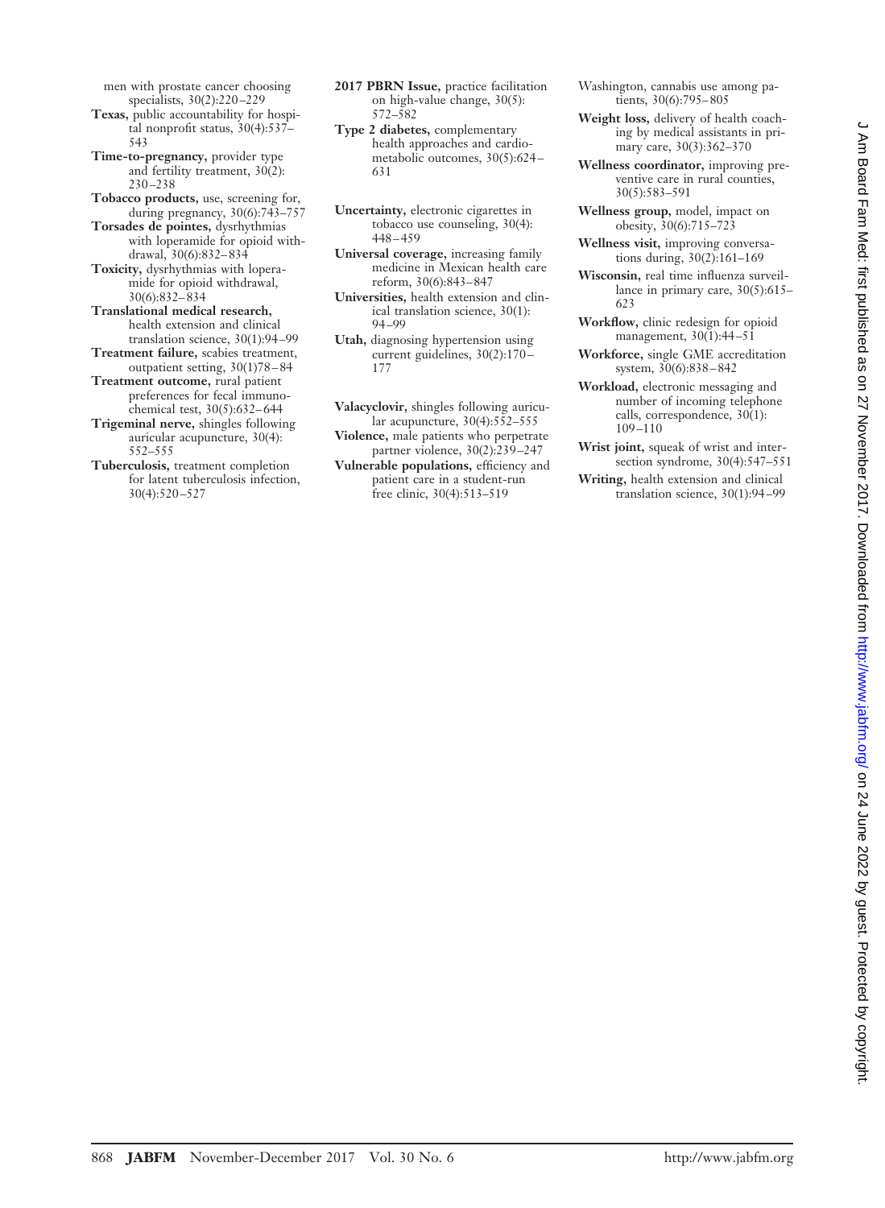men with prostate cancer choosing specialists, 30(2):220–229

**Texas,** public accountability for hospital nonprofit status, 30(4):537–543

**Time-to-pregnancy,** provider type and fertility treatment, 30(2): 230–238

**Tobacco products,** use, screening for, during pregnancy, 30(6):743–757

**Torsades de pointes,** dysrhythmias with loperamide for opioid withdrawal, 30(6):832–834

**Toxicity,** dysrhythmias with loperamide for opioid withdrawal, 30(6):832–834

**Translational medical research,** health extension and clinical translation science, 30(1):94–99

**Treatment failure,** scabies treatment, outpatient setting, 30(1)78–84

**Treatment outcome,** rural patient preferences for fecal immunochemical test, 30(5):632–644

**Trigeminal nerve,** shingles following auricular acupuncture, 30(4): 552–555

**Tuberculosis,** treatment completion for latent tuberculosis infection, 30(4):520–527

**2017 PBRN Issue,** practice facilitation on high-value change, 30(5): 572–582

**Type 2 diabetes,** complementary health approaches and cardiometabolic outcomes, 30(5):624–631

**Uncertainty,** electronic cigarettes in tobacco use counseling, 30(4): 448–459

**Universal coverage,** increasing family medicine in Mexican health care reform, 30(6):843–847

**Universities,** health extension and clinical translation science, 30(1): 94–99

**Utah,** diagnosing hypertension using current guidelines, 30(2):170–177

**Valacyclovir,** shingles following auricular acupuncture, 30(4):552–555

**Violence,** male patients who perpetrate partner violence, 30(2):239–247

**Vulnerable populations,** efficiency and patient care in a student-run free clinic, 30(4):513–519

Washington, cannabis use among patients, 30(6):795–805

**Weight loss,** delivery of health coaching by medical assistants in primary care, 30(3):362–370

**Wellness coordinator,** improving preventive care in rural counties, 30(5):583–591

**Wellness group,** model, impact on obesity, 30(6):715–723

**Wellness visit,** improving conversations during, 30(2):161–169

**Wisconsin,** real time influenza surveillance in primary care, 30(5):615–623

**Workflow,** clinic redesign for opioid management, 30(1):44–51

**Workforce,** single GME accreditation system, 30(6):838–842

**Workload,** electronic messaging and number of incoming telephone calls, correspondence, 30(1): 109–110

**Wrist joint,** squeak of wrist and intersection syndrome, 30(4):547–551

**Writing,** health extension and clinical translation science, 30(1):94–99